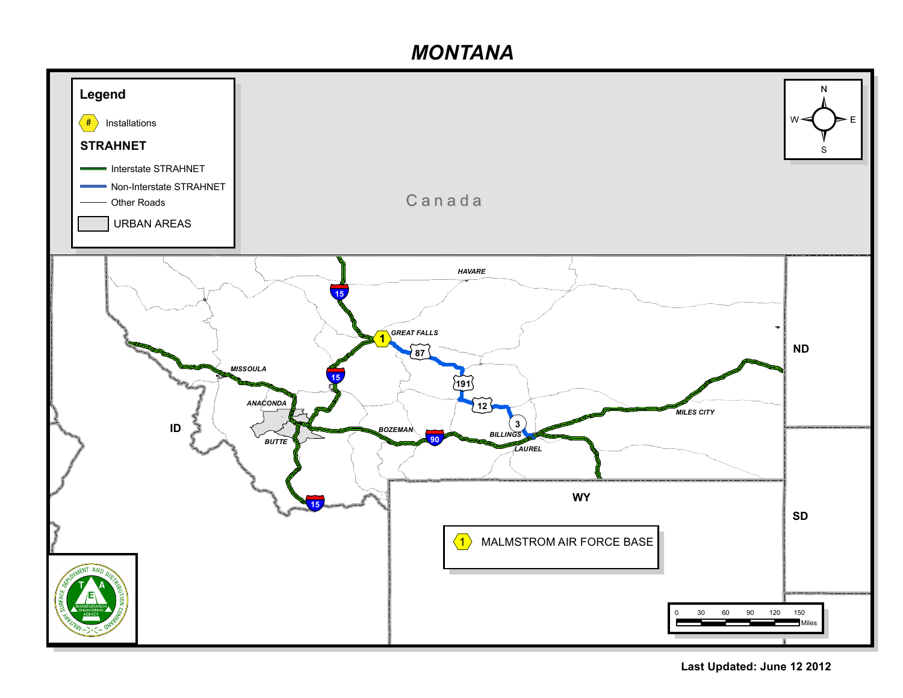# MONTANA

**Legend**

- Installations
- **STRAHNET**
  - Interstate STRAHNET
  - Non-Interstate STRAHNET
  - Other Roads
- URBAN AREAS

Canada

HAVARE

GREAT FALLS

MISSOULA

ANACONDA

BUTTE

BOZEMAN

BILLINGS

LAUREL

MILES CITY

ID

ND

WY

SD

15 15 15 90 87 191 12 3 1

1 MALMSTROM AIR FORCE BASE

0 30 60 90 120 150 Miles

MILITARY SURFACE DEPLOYMENT AND DISTRIBUTION COMMAND — TRANSPORTATION ENGINEERING AGENCY

**Last Updated: June 12 2012**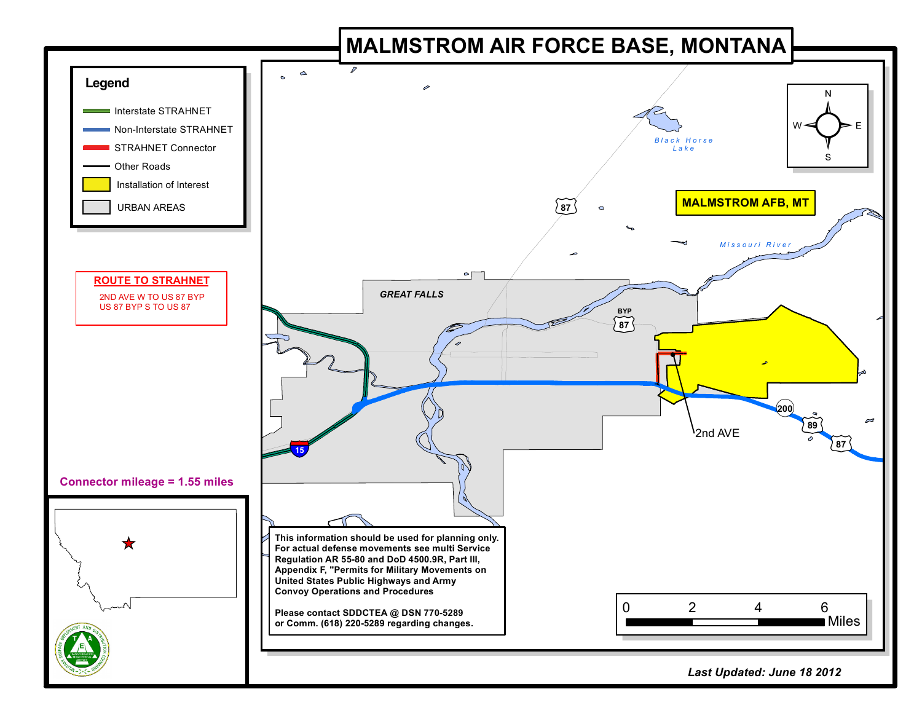# MALMSTROM AIR FORCE BASE, MONTANA

**Legend**

- Interstate STRAHNET
- Non-Interstate STRAHNET
- STRAHNET Connector
- Other Roads
- Installation of Interest
- URBAN AREAS

**ROUTE TO STRAHNET**

2ND AVE W TO US 87 BYP
US 87 BYP S TO US 87

**Connector mileage = 1.55 miles**

MALMSTROM AFB, MT

GREAT FALLS

Black Horse Lake

Missouri River

BYP 87

87

15

200

89

87

2nd AVE

N
W E
S

0 2 4 6 Miles

**This information should be used for planning only. For actual defense movements see multi Service Regulation AR 55-80 and DoD 4500.9R, Part III, Appendix F, "Permits for Military Movements on United States Public Highways and Army Convoy Operations and Procedures**

**Please contact SDDCTEA @ DSN 770-5289 or Comm. (618) 220-5289 regarding changes.**

***Last Updated: June 18 2012***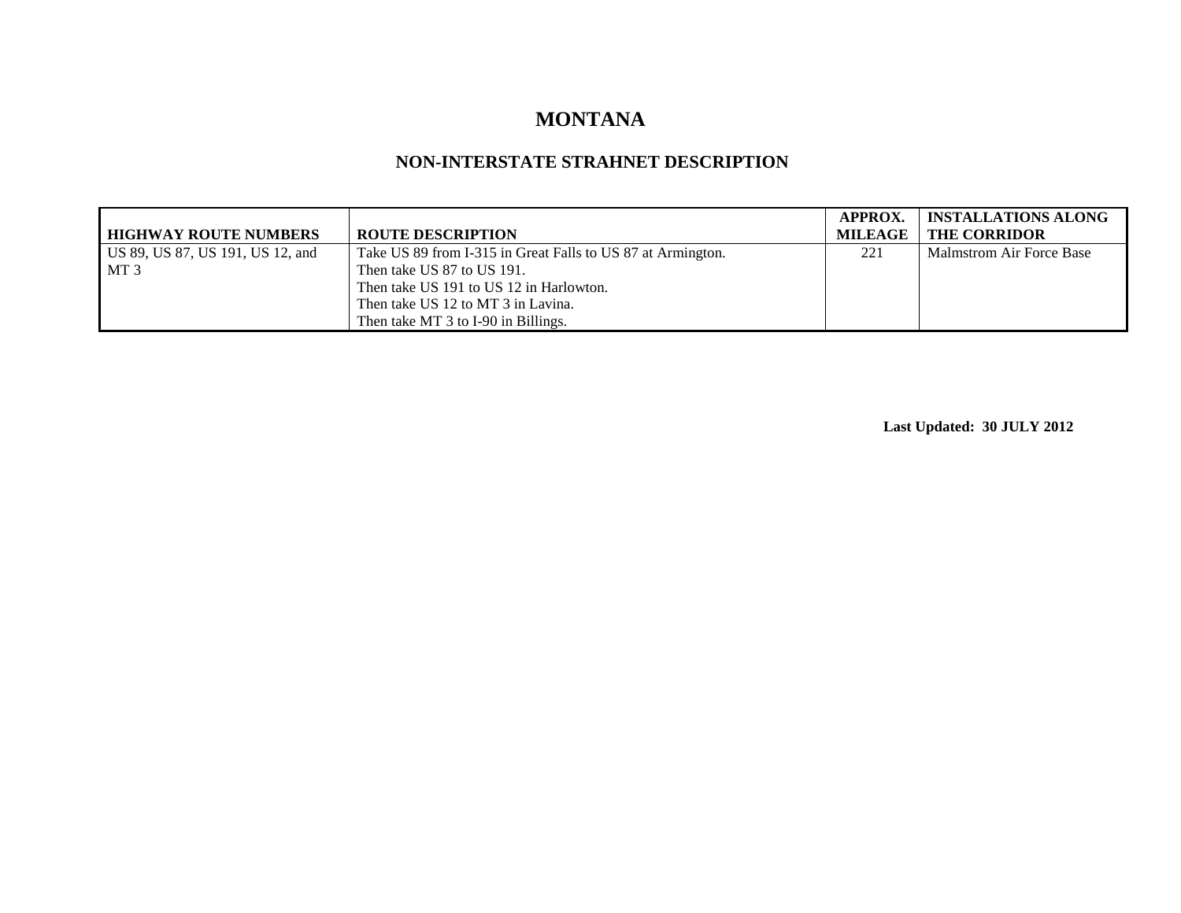# MONTANA

## NON-INTERSTATE STRAHNET DESCRIPTION

| HIGHWAY ROUTE NUMBERS | ROUTE DESCRIPTION | APPROX. MILEAGE | INSTALLATIONS ALONG THE CORRIDOR |
|---|---|---|---|
| US 89, US 87, US 191, US 12, and MT 3 | Take US 89 from I-315 in Great Falls to US 87 at Armington.<br>Then take US 87 to US 191.<br>Then take US 191 to US 12 in Harlowton.<br>Then take US 12 to MT 3 in Lavina.<br>Then take MT 3 to I-90 in Billings. | 221 | Malmstrom Air Force Base |

**Last Updated: 30 JULY 2012**